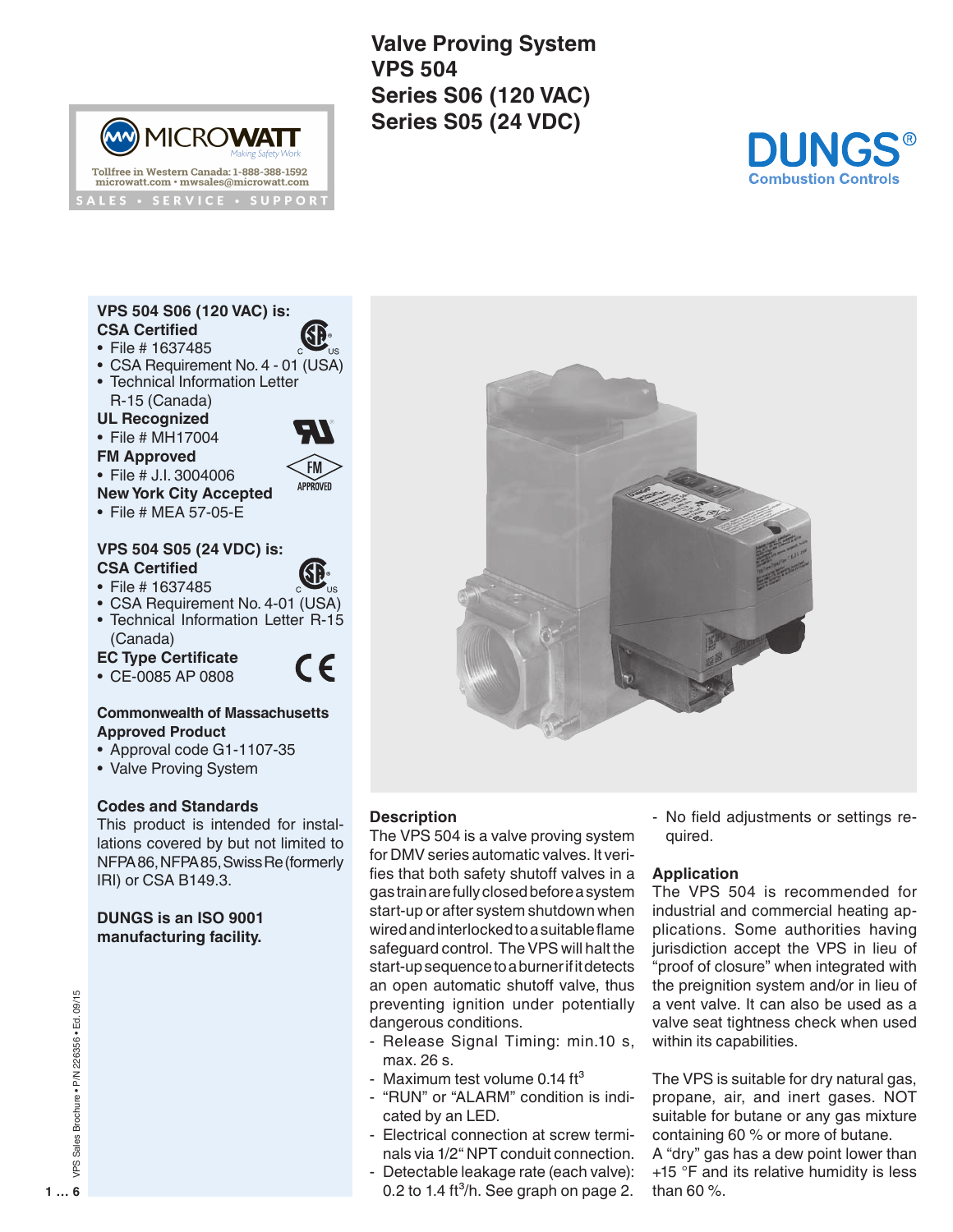# Valve Proving System VPS 504 Series S06 (120 VAC) Series S05 (24 VDC)

MICROWATT Making Safety Work

Tollfree in Western Canada: 1-888-388-1592
microwatt.com • mwsales@microwatt.com

SALES • SERVICE • SUPPORT

DUNGS® Combustion Controls

**VPS 504 S06 (120 VAC) is:**

**CSA Certified**
- File # 1637485
- CSA Requirement No. 4 - 01 (USA)
- Technical Information Letter R-15 (Canada)

**UL Recognized**
- File # MH17004

**FM Approved**
- File # J.I. 3004006

**New York City Accepted**
- File # MEA 57-05-E

**VPS 504 S05 (24 VDC) is:**

**CSA Certified**
- File # 1637485
- CSA Requirement No. 4-01 (USA)
- Technical Information Letter R-15 (Canada)

**EC Type Certificate**
- CE-0085 AP 0808

**Commonwealth of Massachusetts Approved Product**
- Approval code G1-1107-35
- Valve Proving System

**Codes and Standards**

This product is intended for installations covered by but not limited to NFPA 86, NFPA 85, Swiss Re (formerly IRI) or CSA B149.3.

**DUNGS is an ISO 9001 manufacturing facility.**

## Description

The VPS 504 is a valve proving system for DMV series automatic valves. It verifies that both safety shutoff valves in a gas train are fully closed before a system start-up or after system shutdown when wired and interlocked to a suitable flame safeguard control. The VPS will halt the start-up sequence to a burner if it detects an open automatic shutoff valve, thus preventing ignition under potentially dangerous conditions.

- Release Signal Timing: min.10 s, max. 26 s.
- Maximum test volume 0.14 $ft^3$
- "RUN" or "ALARM" condition is indicated by an LED.
- Electrical connection at screw terminals via 1/2" NPT conduit connection.
- Detectable leakage rate (each valve): 0.2 to 1.4 $ft^3/h$. See graph on page 2.
- No field adjustments or settings required.

## Application

The VPS 504 is recommended for industrial and commercial heating applications. Some authorities having jurisdiction accept the VPS in lieu of "proof of closure" when integrated with the preignition system and/or in lieu of a vent valve. It can also be used as a valve seat tightness check when used within its capabilities.

The VPS is suitable for dry natural gas, propane, air, and inert gases. NOT suitable for butane or any gas mixture containing 60 % or more of butane.
A "dry" gas has a dew point lower than +15 °F and its relative humidity is less than 60 %.

VPS Sales Brochure • P/N 226356 • Ed. 09/15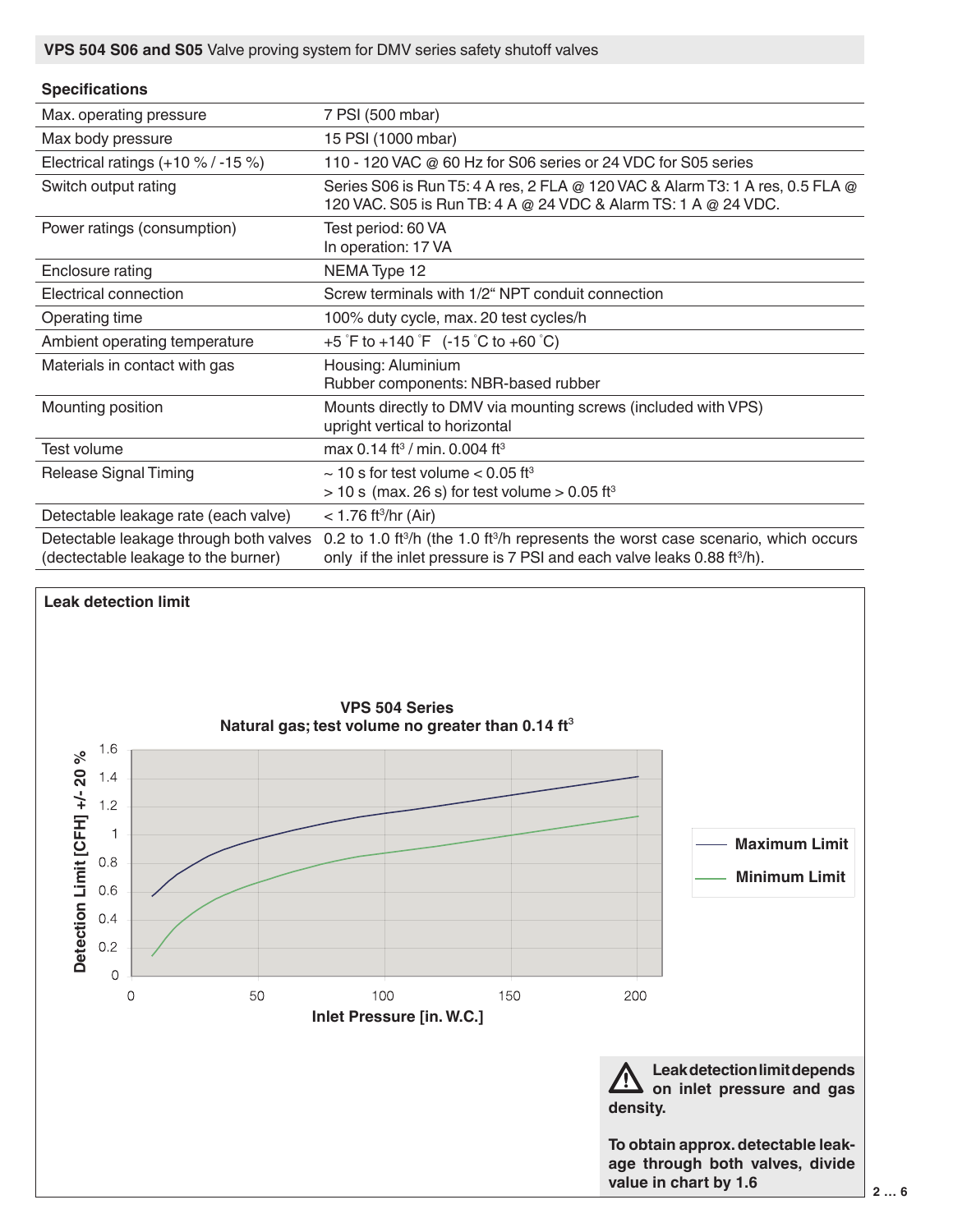**VPS 504 S06 and S05** Valve proving system for DMV series safety shutoff valves

### Specifications

| | |
|---|---|
| Max. operating pressure | 7 PSI (500 mbar) |
| Max body pressure | 15 PSI (1000 mbar) |
| Electrical ratings (+10 % / -15 %) | 110 - 120 VAC @ 60 Hz for S06 series or 24 VDC for S05 series |
| Switch output rating | Series S06 is Run T5: 4 A res, 2 FLA @ 120 VAC & Alarm T3: 1 A res, 0.5 FLA @ 120 VAC. S05 is Run TB: 4 A @ 24 VDC & Alarm TS: 1 A @ 24 VDC. |
| Power ratings (consumption) | Test period: 60 VA<br>In operation: 17 VA |
| Enclosure rating | NEMA Type 12 |
| Electrical connection | Screw terminals with 1/2“ NPT conduit connection |
| Operating time | 100% duty cycle, max. 20 test cycles/h |
| Ambient operating temperature | +5 °F to +140 °F (-15 °C to +60 °C) |
| Materials in contact with gas | Housing: Aluminium<br>Rubber components: NBR-based rubber |
| Mounting position | Mounts directly to DMV via mounting screws (included with VPS) upright vertical to horizontal |
| Test volume | max 0.14 ft³ / min. 0.004 ft³ |
| Release Signal Timing | ~ 10 s for test volume < 0.05 ft³<br>> 10 s (max. 26 s) for test volume > 0.05 ft³ |
| Detectable leakage rate (each valve) | < 1.76 ft³/hr (Air) |
| Detectable leakage through both valves (dectectable leakage to the burner) | 0.2 to 1.0 ft³/h (the 1.0 ft³/h represents the worst case scenario, which occurs only if the inlet pressure is 7 PSI and each valve leaks 0.88 ft³/h). |

### Leak detection limit

**VPS 504 Series**
**Natural gas; test volume no greater than 0.14 ft³**

Detection Limit [CFH] +/- 20 % vs. Inlet Pressure [in. W.C.] — Maximum Limit, Minimum Limit

**Leak detection limit depends on inlet pressure and gas density.**

**To obtain approx. detectable leakage through both valves, divide value in chart by 1.6**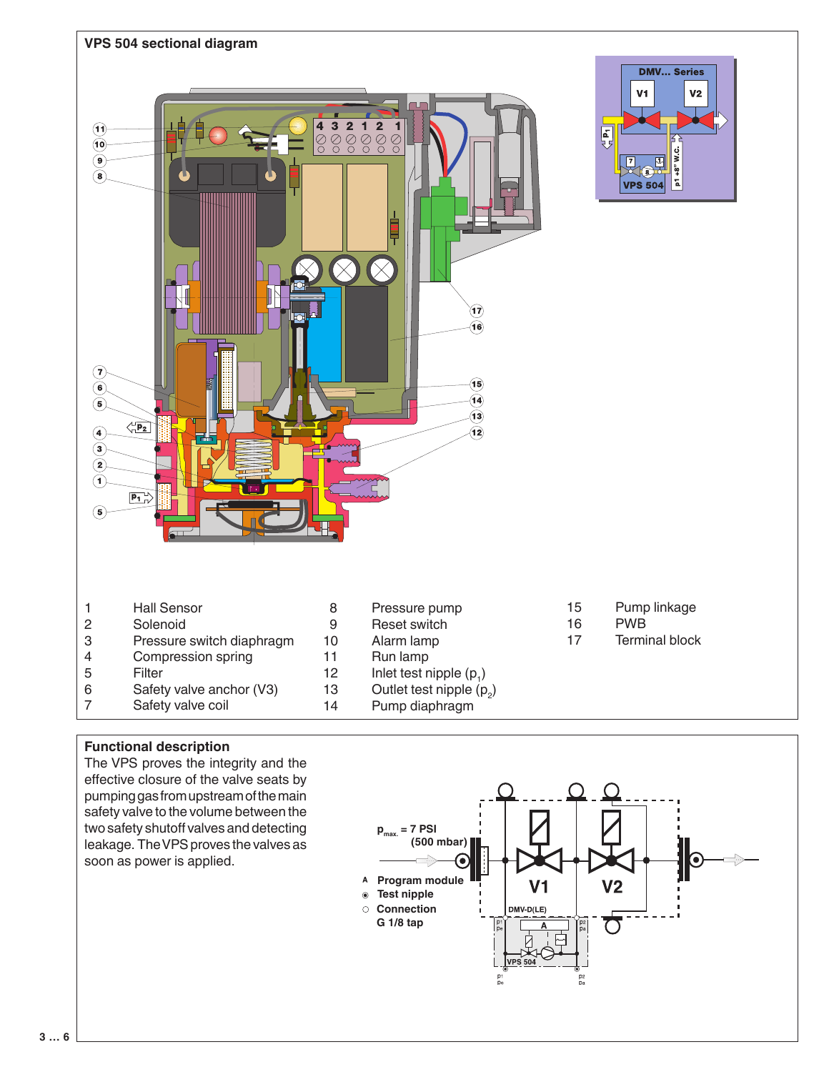## VPS 504 sectional diagram

| | | | | | |
|---|---|---|---|---|---|
| 1 | Hall Sensor | 8 | Pressure pump | 15 | Pump linkage |
| 2 | Solenoid | 9 | Reset switch | 16 | PWB |
| 3 | Pressure switch diaphragm | 10 | Alarm lamp | 17 | Terminal block |
| 4 | Compression spring | 11 | Run lamp | | |
| 5 | Filter | 12 | Inlet test nipple ($p_1$) | | |
| 6 | Safety valve anchor (V3) | 13 | Outlet test nipple ($p_2$) | | |
| 7 | Safety valve coil | 14 | Pump diaphragm | | |

## Functional description

The VPS proves the integrity and the effective closure of the valve seats by pumping gas from upstream of the main safety valve to the volume between the two safety shutoff valves and detecting leakage. The VPS proves the valves as soon as power is applied.

$p_{max.}$ = 7 PSI (500 mbar)

- A Program module
- ◉ Test nipple
- ○ Connection G 1/8 tap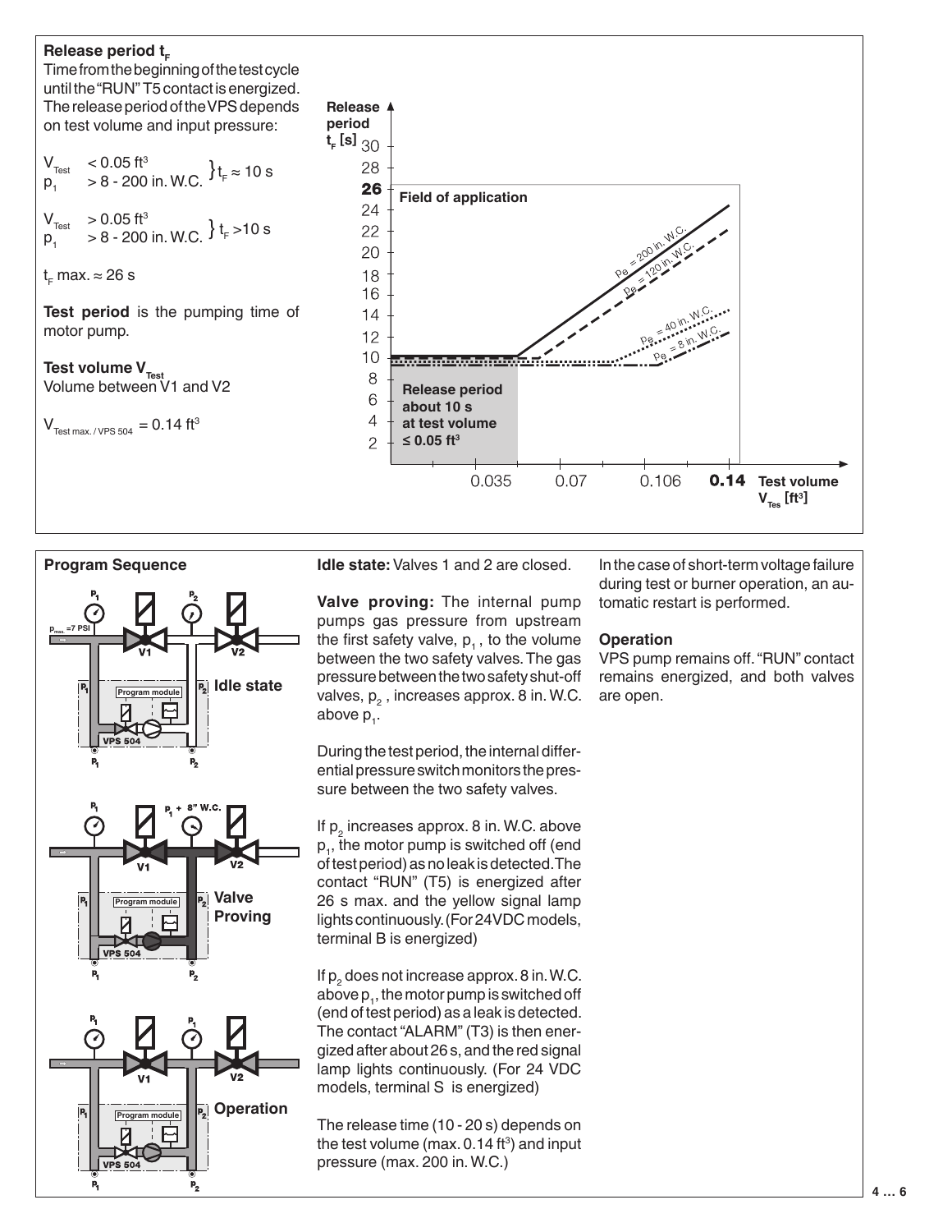**Release period $t_F$**

Time from the beginning of the test cycle until the "RUN" T5 contact is energized. The release period of the VPS depends on test volume and input pressure:

$V_{Test}$ < 0.05 ft³, $p_1$ > 8 - 200 in. W.C. } $t_F \approx 10$ s

$V_{Test}$ > 0.05 ft³, $p_1$ > 8 - 200 in. W.C. } $t_F$ >10 s

$t_F$ max. ≈ 26 s

**Test period** is the pumping time of motor pump.

**Test volume $V_{Test}$**
Volume between V1 and V2

$V_{Test\ max.\ /\ VPS\ 504}$ = 0.14 ft³

## Program Sequence

**Idle state:** Valves 1 and 2 are closed.

**Valve proving:** The internal pump pumps gas pressure from upstream the first safety valve, $p_1$, to the volume between the two safety valves. The gas pressure between the two safety shut-off valves, $p_2$, increases approx. 8 in. W.C. above $p_1$.

During the test period, the internal differential pressure switch monitors the pressure between the two safety valves.

If $p_2$ increases approx. 8 in. W.C. above $p_1$, the motor pump is switched off (end of test period) as no leak is detected. The contact "RUN" (T5) is energized after 26 s max. and the yellow signal lamp lights continuously. (For 24VDC models, terminal B is energized)

If $p_2$ does not increase approx. 8 in. W.C. above $p_1$, the motor pump is switched off (end of test period) as a leak is detected. The contact "ALARM" (T3) is then energized after about 26 s, and the red signal lamp lights continuously. (For 24 VDC models, terminal S is energized)

The release time (10 - 20 s) depends on the test volume (max. 0.14 ft³) and input pressure (max. 200 in. W.C.)

In the case of short-term voltage failure during test or burner operation, an automatic restart is performed.

**Operation**
VPS pump remains off. "RUN" contact remains energized, and both valves are open.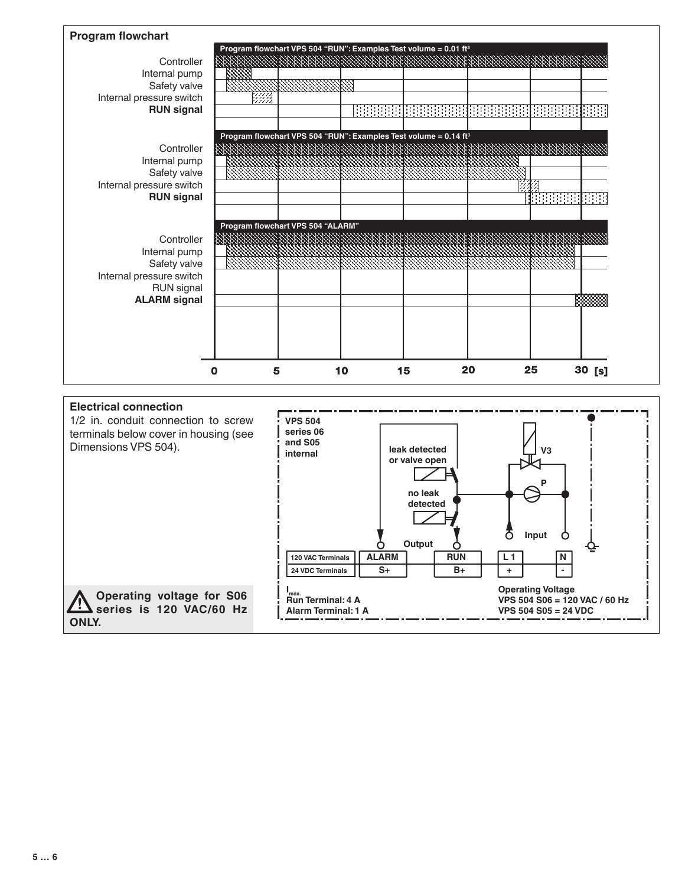## Program flowchart

**Program flowchart VPS 504 “RUN”: Examples Test volume = 0.01 ft³**

Controller
Internal pump
Safety valve
Internal pressure switch
**RUN signal**

**Program flowchart VPS 504 “RUN”: Examples Test volume = 0.14 ft³**

Controller
Internal pump
Safety valve
Internal pressure switch
**RUN signal**

**Program flowchart VPS 504 “ALARM”**

Controller
Internal pump
Safety valve
Internal pressure switch
RUN signal
**ALARM signal**

0 5 10 15 20 25 30 [s]

## Electrical connection

1/2 in. conduit connection to screw terminals below cover in housing (see Dimensions VPS 504).

**VPS 504 series 06 and S05 internal**

leak detected or valve open

no leak detected

V3

P

Output

Input

| 120 VAC Terminals | ALARM | RUN | L 1 | N |
|---|---|---|---|---|
| 24 VDC Terminals | S+ | B+ | + | - |

$I_{max.}$
**Run Terminal: 4 A**
**Alarm Terminal: 1 A**

**Operating Voltage**
**VPS 504 S06 = 120 VAC / 60 Hz**
**VPS 504 S05 = 24 VDC**

⚠ **Operating voltage for S06 series is 120 VAC/60 Hz ONLY.**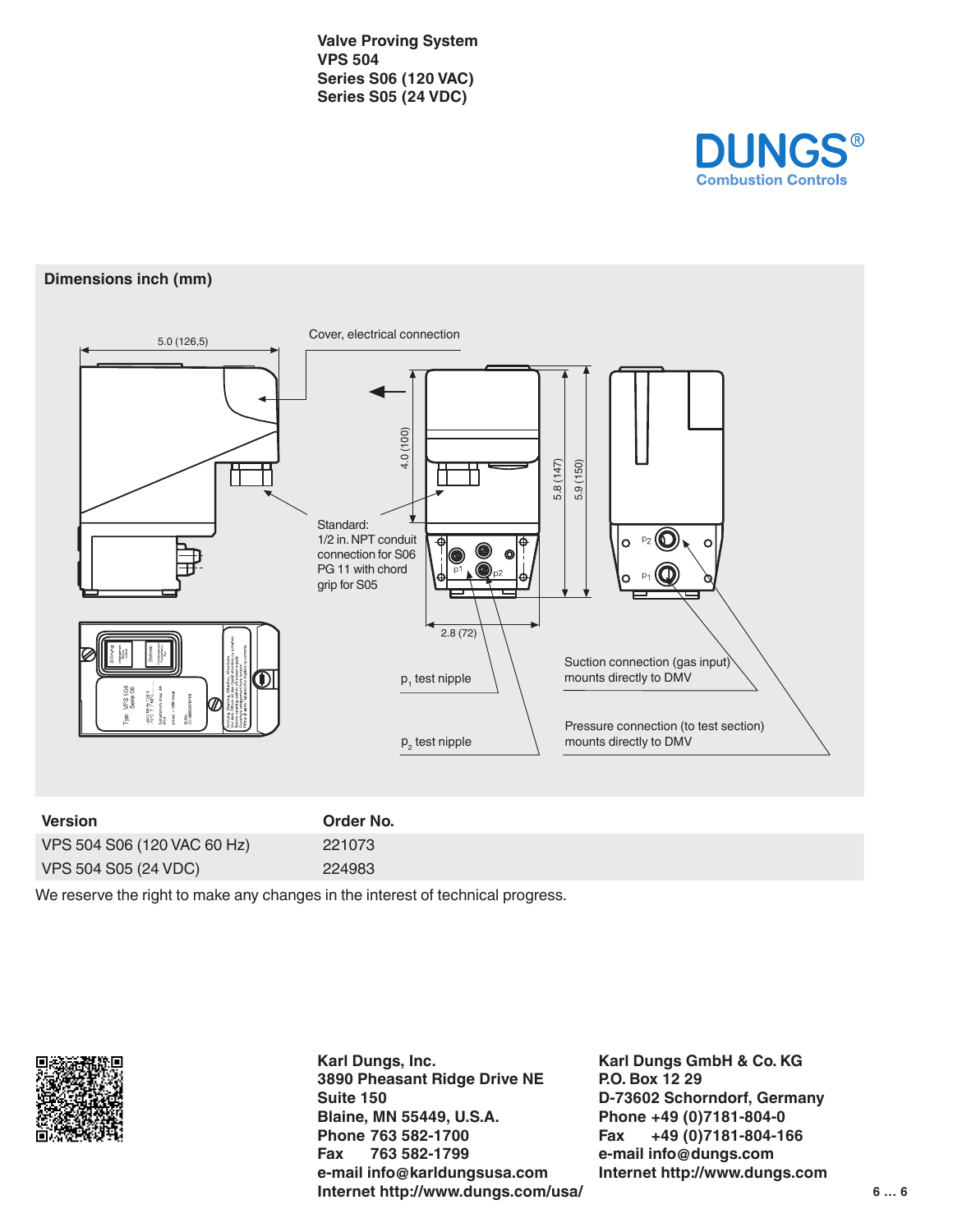**Valve Proving System**
**VPS 504**
**Series S06 (120 VAC)**
**Series S05 (24 VDC)**

DUNGS®
Combustion Controls

## Dimensions inch (mm)

5.0 (126,5)

Cover, electrical connection

4.0 (100)

5.8 (147)

5.9 (150)

Standard:
1/2 in. NPT conduit connection for S06
PG 11 with chord grip for S05

2.8 (72)

$p_1$ test nipple

$p_2$ test nipple

Suction connection (gas input) mounts directly to DMV

Pressure connection (to test section) mounts directly to DMV

| Version | Order No. |
|---|---|
| VPS 504 S06 (120 VAC 60 Hz) | 221073 |
| VPS 504 S05 (24 VDC) | 224983 |

We reserve the right to make any changes in the interest of technical progress.

**Karl Dungs, Inc.**
**3890 Pheasant Ridge Drive NE**
**Suite 150**
**Blaine, MN 55449, U.S.A.**
**Phone 763 582-1700**
**Fax 763 582-1799**
**e-mail info@karldungsusa.com**
**Internet http://www.dungs.com/usa/**

**Karl Dungs GmbH & Co. KG**
**P.O. Box 12 29**
**D-73602 Schorndorf, Germany**
**Phone +49 (0)7181-804-0**
**Fax +49 (0)7181-804-166**
**e-mail info@dungs.com**
**Internet http://www.dungs.com**